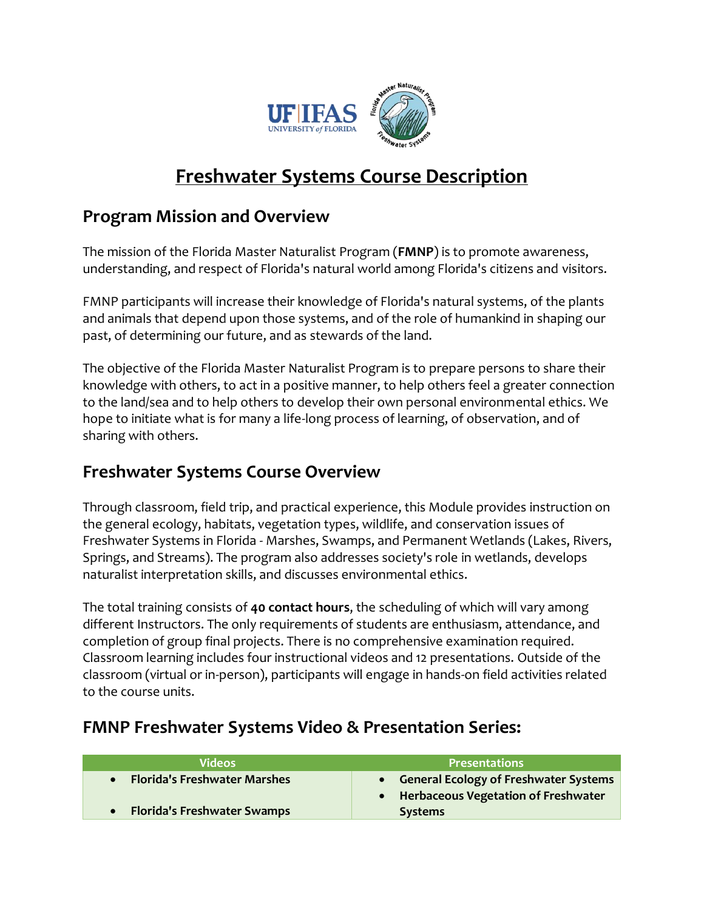# Freshwater Systems Course Description

## Program Mission and Overview

The mission of the Florida Master Naturalist Program (**FMNP**) is to promote awareness, understanding, and respect of Florida's natural world among Florida's citizens and visitors.

FMNP participants will increase their knowledge of Florida's natural systems, of the plants and animals that depend upon those systems, and of the role of humankind in shaping our past, of determining our future, and as stewards of the land.

The objective of the Florida Master Naturalist Program is to prepare persons to share their knowledge with others, to act in a positive manner, to help others feel a greater connection to the land/sea and to help others to develop their own personal environmental ethics. We hope to initiate what is for many a life-long process of learning, of observation, and of sharing with others.

## Freshwater Systems Course Overview

Through classroom, field trip, and practical experience, this Module provides instruction on the general ecology, habitats, vegetation types, wildlife, and conservation issues of Freshwater Systems in Florida - Marshes, Swamps, and Permanent Wetlands (Lakes, Rivers, Springs, and Streams). The program also addresses society's role in wetlands, develops naturalist interpretation skills, and discusses environmental ethics.

The total training consists of **40 contact hours**, the scheduling of which will vary among different Instructors. The only requirements of students are enthusiasm, attendance, and completion of group final projects. There is no comprehensive examination required. Classroom learning includes four instructional videos and 12 presentations. Outside of the classroom (virtual or in-person), participants will engage in hands-on field activities related to the course units.

## FMNP Freshwater Systems Video & Presentation Series:

| Videos | Presentations |
|---|---|
| • **Florida's Freshwater Marshes**<br>• **Florida's Freshwater Swamps** | • **General Ecology of Freshwater Systems**<br>• **Herbaceous Vegetation of Freshwater Systems** |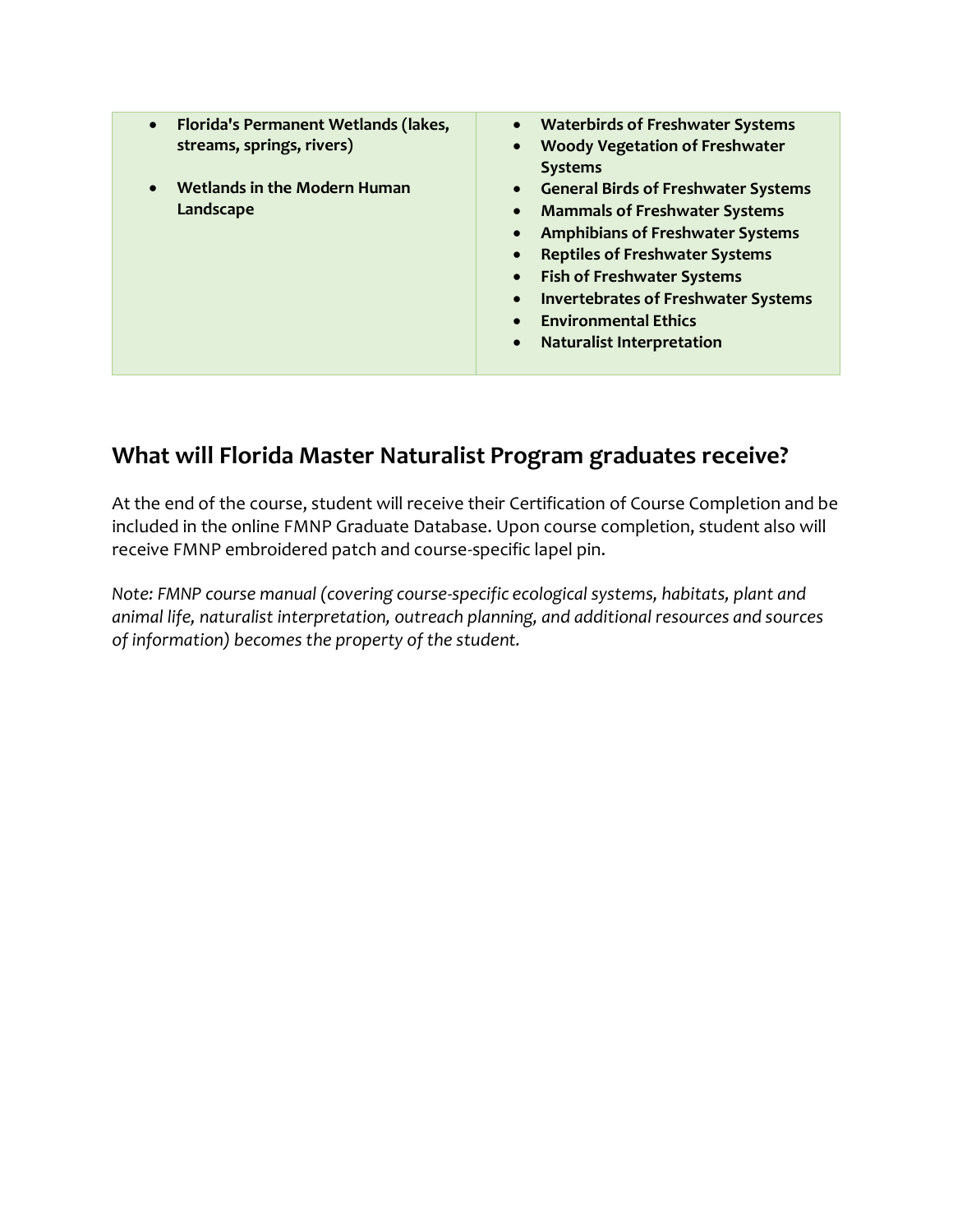| | |
|---|---|
| <ul><li>**Florida's Permanent Wetlands (lakes, streams, springs, rivers)**</li><li>**Wetlands in the Modern Human Landscape**</li></ul> | <ul><li>**Waterbirds of Freshwater Systems**</li><li>**Woody Vegetation of Freshwater Systems**</li><li>**General Birds of Freshwater Systems**</li><li>**Mammals of Freshwater Systems**</li><li>**Amphibians of Freshwater Systems**</li><li>**Reptiles of Freshwater Systems**</li><li>**Fish of Freshwater Systems**</li><li>**Invertebrates of Freshwater Systems**</li><li>**Environmental Ethics**</li><li>**Naturalist Interpretation**</li></ul> |

## What will Florida Master Naturalist Program graduates receive?

At the end of the course, student will receive their Certification of Course Completion and be included in the online FMNP Graduate Database. Upon course completion, student also will receive FMNP embroidered patch and course-specific lapel pin.

*Note: FMNP course manual (covering course-specific ecological systems, habitats, plant and animal life, naturalist interpretation, outreach planning, and additional resources and sources of information) becomes the property of the student.*